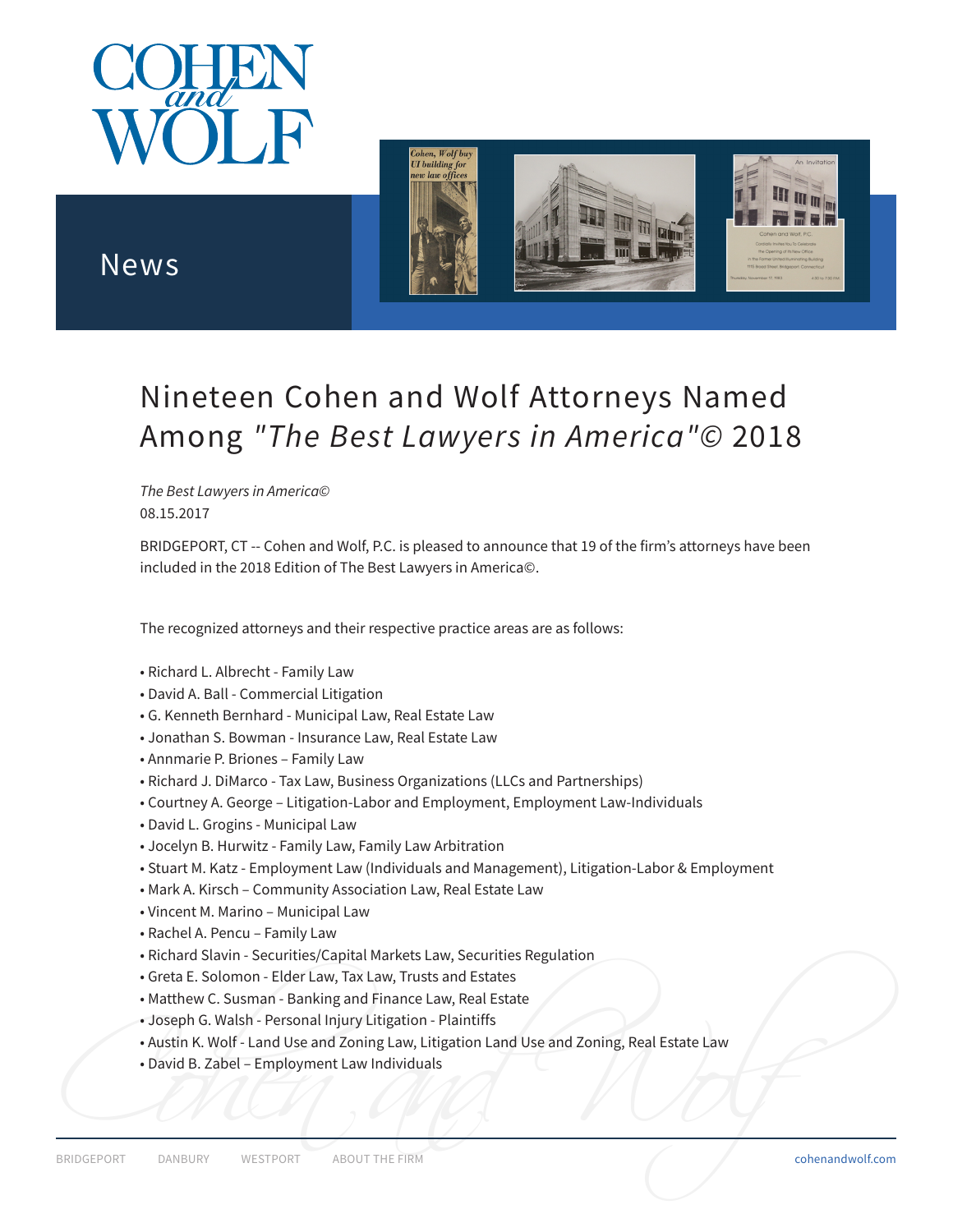# COHEN and WOLF

## News

# Nineteen Cohen and Wolf Attorneys Named Among *"The Best Lawyers in America"©* 2018

*The Best Lawyers in America©*
08.15.2017

BRIDGEPORT, CT -- Cohen and Wolf, P.C. is pleased to announce that 19 of the firm's attorneys have been included in the 2018 Edition of The Best Lawyers in America©.

The recognized attorneys and their respective practice areas are as follows:

- Richard L. Albrecht - Family Law
- David A. Ball - Commercial Litigation
- G. Kenneth Bernhard - Municipal Law, Real Estate Law
- Jonathan S. Bowman - Insurance Law, Real Estate Law
- Annmarie P. Briones – Family Law
- Richard J. DiMarco - Tax Law, Business Organizations (LLCs and Partnerships)
- Courtney A. George – Litigation-Labor and Employment, Employment Law-Individuals
- David L. Grogins - Municipal Law
- Jocelyn B. Hurwitz - Family Law, Family Law Arbitration
- Stuart M. Katz - Employment Law (Individuals and Management), Litigation-Labor & Employment
- Mark A. Kirsch – Community Association Law, Real Estate Law
- Vincent M. Marino – Municipal Law
- Rachel A. Pencu – Family Law
- Richard Slavin - Securities/Capital Markets Law, Securities Regulation
- Greta E. Solomon - Elder Law, Tax Law, Trusts and Estates
- Matthew C. Susman - Banking and Finance Law, Real Estate
- Joseph G. Walsh - Personal Injury Litigation - Plaintiffs
- Austin K. Wolf - Land Use and Zoning Law, Litigation Land Use and Zoning, Real Estate Law
- David B. Zabel – Employment Law Individuals

BRIDGEPORT DANBURY WESTPORT ABOUT THE FIRM cohenandwolf.com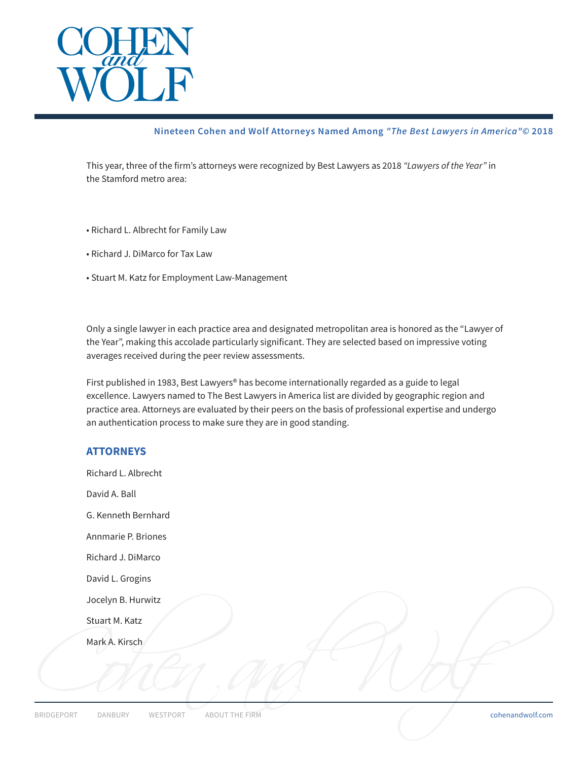## Nineteen Cohen and Wolf Attorneys Named Among *"The Best Lawyers in America"*© 2018

This year, three of the firm's attorneys were recognized by Best Lawyers as 2018 *"Lawyers of the Year"* in the Stamford metro area:

- Richard L. Albrecht for Family Law
- Richard J. DiMarco for Tax Law
- Stuart M. Katz for Employment Law-Management

Only a single lawyer in each practice area and designated metropolitan area is honored as the "Lawyer of the Year", making this accolade particularly significant. They are selected based on impressive voting averages received during the peer review assessments.

First published in 1983, Best Lawyers® has become internationally regarded as a guide to legal excellence. Lawyers named to The Best Lawyers in America list are divided by geographic region and practice area. Attorneys are evaluated by their peers on the basis of professional expertise and undergo an authentication process to make sure they are in good standing.

### ATTORNEYS

Richard L. Albrecht

David A. Ball

G. Kenneth Bernhard

Annmarie P. Briones

Richard J. DiMarco

David L. Grogins

Jocelyn B. Hurwitz

Stuart M. Katz

Mark A. Kirsch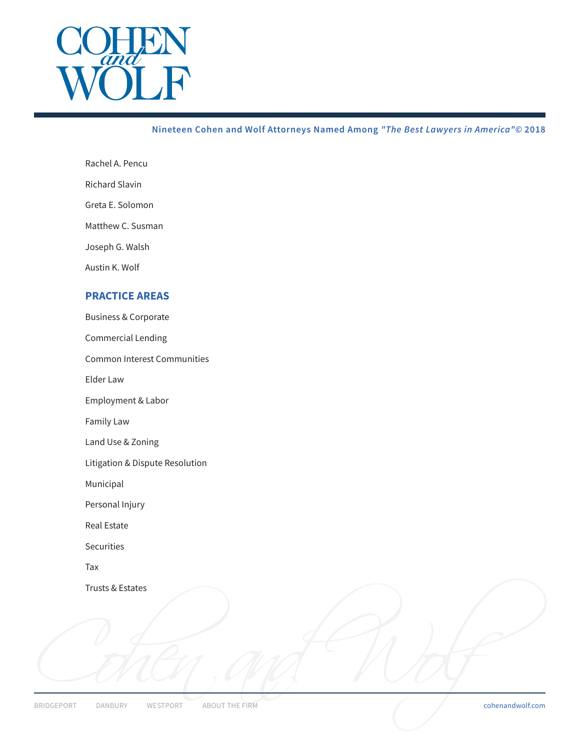Rachel A. Pencu

Richard Slavin

Greta E. Solomon

Matthew C. Susman

Joseph G. Walsh

Austin K. Wolf

## PRACTICE AREAS

Business & Corporate

Commercial Lending

Common Interest Communities

Elder Law

Employment & Labor

Family Law

Land Use & Zoning

Litigation & Dispute Resolution

Municipal

Personal Injury

Real Estate

Securities

Tax

Trusts & Estates